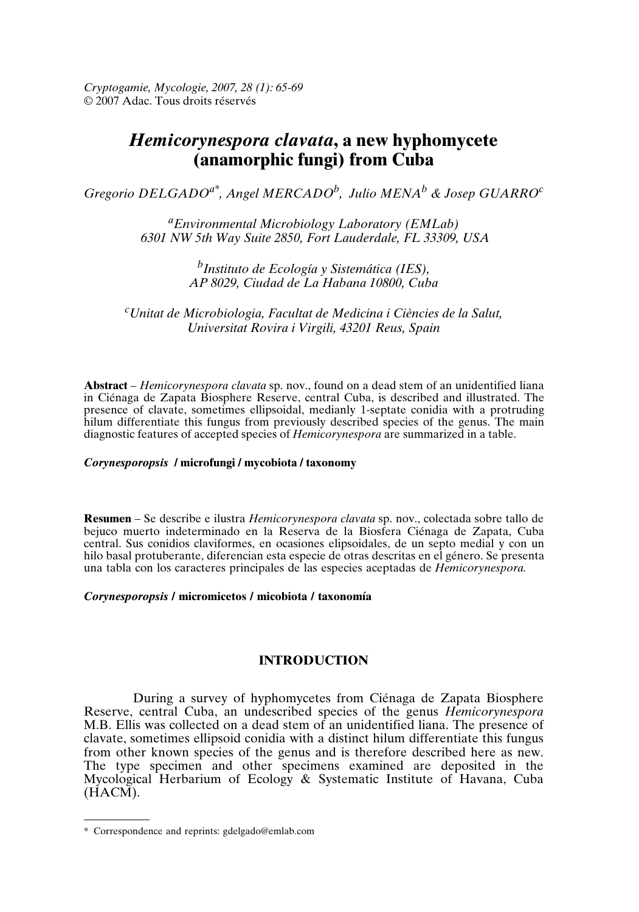Cryptogamie, Mycologie, 2007, 28 (1): 65-69
© 2007 Adac. Tous droits réservés

# *Hemicorynespora clavata*, a new hyphomycete (anamorphic fungi) from Cuba

*Gregorio DELGADO*[a*], *Angel MERCADO*[b], *Julio MENA*[b] & *Josep GUARRO*[c]

[a]*Environmental Microbiology Laboratory (EMLab)*
*6301 NW 5th Way Suite 2850, Fort Lauderdale, FL 33309, USA*

[b]*Instituto de Ecología y Sistemática (IES),*
*AP 8029, Ciudad de La Habana 10800, Cuba*

[c]*Unitat de Microbiologia, Facultat de Medicina i Ciències de la Salut,*
*Universitat Rovira i Virgili, 43201 Reus, Spain*

**Abstract** – *Hemicorynespora clavata* sp. nov., found on a dead stem of an unidentified liana in Ciénaga de Zapata Biosphere Reserve, central Cuba, is described and illustrated. The presence of clavate, sometimes ellipsoidal, medianly 1-septate conidia with a protruding hilum differentiate this fungus from previously described species of the genus. The main diagnostic features of accepted species of *Hemicorynespora* are summarized in a table.

***Corynesporopsis*** **/ microfungi / mycobiota / taxonomy**

**Resumen** – Se describe e ilustra *Hemicorynespora clavata* sp. nov., colectada sobre tallo de bejuco muerto indeterminado en la Reserva de la Biosfera Ciénaga de Zapata, Cuba central. Sus conidios claviformes, en ocasiones elipsoidales, de un septo medial y con un hilo basal protuberante, diferencian esta especie de otras descritas en el género. Se presenta una tabla con los caracteres principales de las especies aceptadas de *Hemicorynespora.*

***Corynesporopsis*** **/ micromicetos / micobiota / taxonomía**

## INTRODUCTION

During a survey of hyphomycetes from Ciénaga de Zapata Biosphere Reserve, central Cuba, an undescribed species of the genus *Hemicorynespora* M.B. Ellis was collected on a dead stem of an unidentified liana. The presence of clavate, sometimes ellipsoid conidia with a distinct hilum differentiate this fungus from other known species of the genus and is therefore described here as new. The type specimen and other specimens examined are deposited in the Mycological Herbarium of Ecology & Systematic Institute of Havana, Cuba (HACM).

\* Correspondence and reprints: gdelgado@emlab.com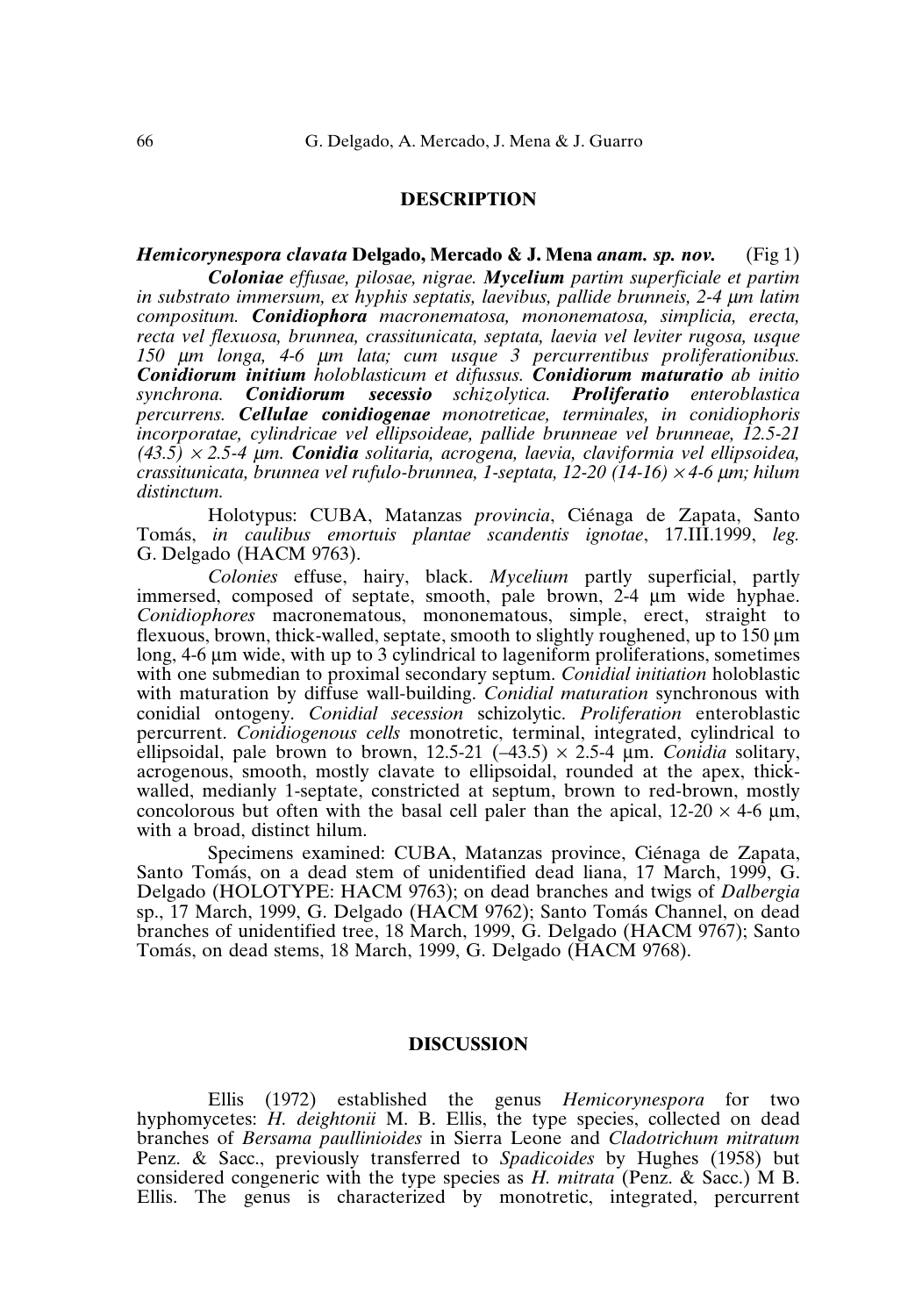## DESCRIPTION

***Hemicorynespora clavata*** **Delgado, Mercado & J. Mena** ***anam. sp. nov.*** (Fig 1)

***Coloniae*** *effusae, pilosae, nigrae.* ***Mycelium*** *partim superficiale et partim in substrato immersum, ex hyphis septatis, laevibus, pallide brunneis, 2-4 µm latim compositum.* ***Conidiophora*** *macronematosa, mononematosa, simplicia, erecta, recta vel flexuosa, brunnea, crassitunicata, septata, laevia vel leviter rugosa, usque 150 µm longa, 4-6 µm lata; cum usque 3 percurrentibus proliferationibus.* ***Conidiorum initium*** *holoblasticum et difussus.* ***Conidiorum maturatio*** *ab initio synchrona.* ***Conidiorum secessio*** *schizolytica.* ***Proliferatio*** *enteroblastica percurrens.* ***Cellulae conidiogenae*** *monotreticae, terminales, in conidiophoris incorporatae, cylindricae vel ellipsoideae, pallide brunneae vel brunneae, 12.5-21 (43.5) × 2.5-4 µm.* ***Conidia*** *solitaria, acrogena, laevia, claviformia vel ellipsoidea, crassitunicata, brunnea vel rufulo-brunnea, 1-septata, 12-20 (14-16) × 4-6 µm; hilum distinctum.*

Holotypus: CUBA, Matanzas *provincia*, Ciénaga de Zapata, Santo Tomás, *in caulibus emortuis plantae scandentis ignotae*, 17.III.1999, *leg.* G. Delgado (HACM 9763).

*Colonies* effuse, hairy, black. *Mycelium* partly superficial, partly immersed, composed of septate, smooth, pale brown, 2-4 µm wide hyphae. *Conidiophores* macronematous, mononematous, simple, erect, straight to flexuous, brown, thick-walled, septate, smooth to slightly roughened, up to 150 µm long, 4-6 µm wide, with up to 3 cylindrical to lageniform proliferations, sometimes with one submedian to proximal secondary septum. *Conidial initiation* holoblastic with maturation by diffuse wall-building. *Conidial maturation* synchronous with conidial ontogeny. *Conidial secession* schizolytic. *Proliferation* enteroblastic percurrent. *Conidiogenous cells* monotretic, terminal, integrated, cylindrical to ellipsoidal, pale brown to brown, 12.5-21 (–43.5) × 2.5-4 µm. *Conidia* solitary, acrogenous, smooth, mostly clavate to ellipsoidal, rounded at the apex, thick-walled, medianly 1-septate, constricted at septum, brown to red-brown, mostly concolorous but often with the basal cell paler than the apical, 12-20 × 4-6 µm, with a broad, distinct hilum.

Specimens examined: CUBA, Matanzas province, Ciénaga de Zapata, Santo Tomás, on a dead stem of unidentified dead liana, 17 March, 1999, G. Delgado (HOLOTYPE: HACM 9763); on dead branches and twigs of *Dalbergia* sp., 17 March, 1999, G. Delgado (HACM 9762); Santo Tomás Channel, on dead branches of unidentified tree, 18 March, 1999, G. Delgado (HACM 9767); Santo Tomás, on dead stems, 18 March, 1999, G. Delgado (HACM 9768).

## DISCUSSION

Ellis (1972) established the genus *Hemicorynespora* for two hyphomycetes: *H. deightonii* M. B. Ellis, the type species, collected on dead branches of *Bersama paullinioides* in Sierra Leone and *Cladotrichum mitratum* Penz. & Sacc., previously transferred to *Spadicoides* by Hughes (1958) but considered congeneric with the type species as *H. mitrata* (Penz. & Sacc.) M B. Ellis. The genus is characterized by monotretic, integrated, percurrent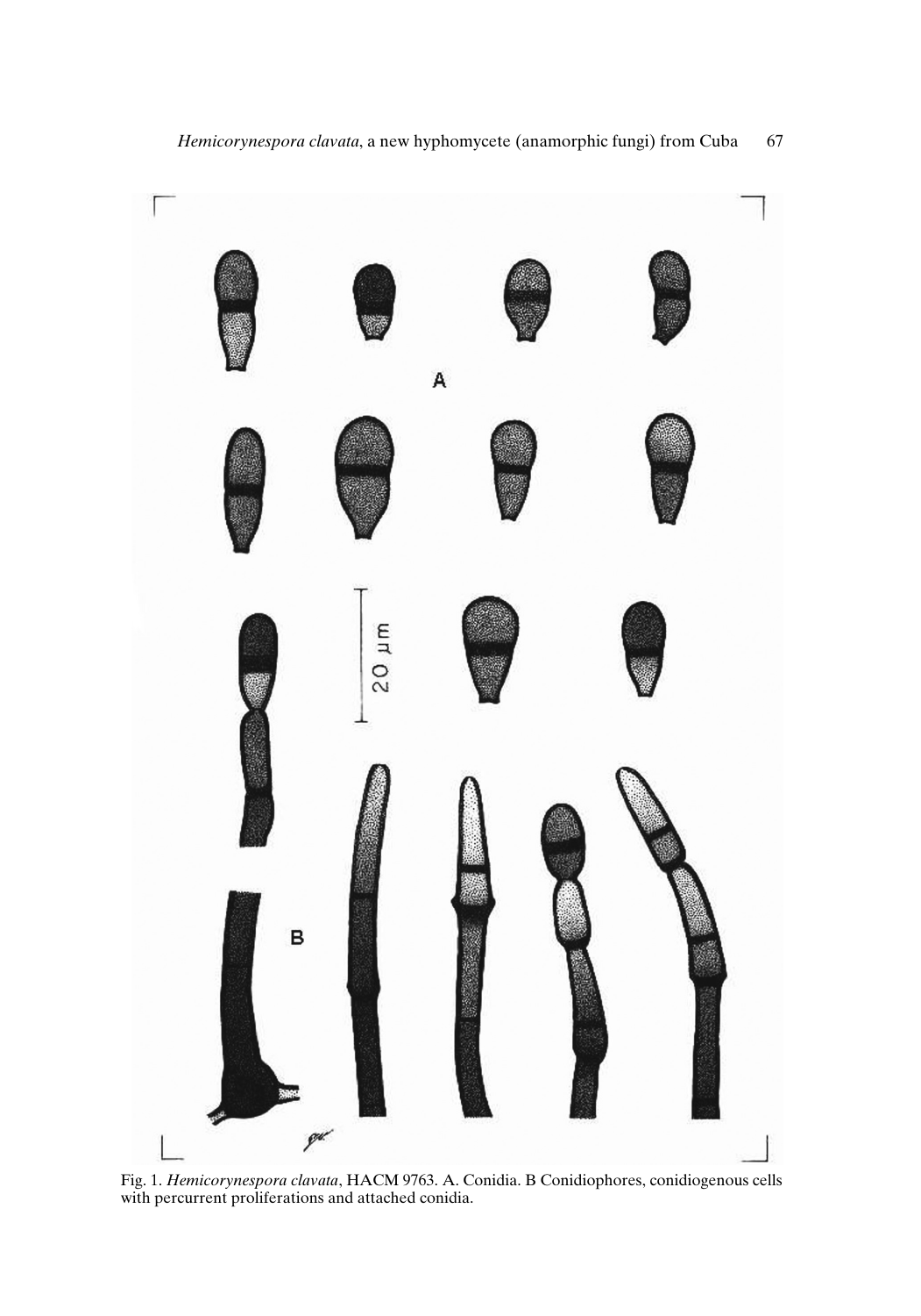Fig. 1. *Hemicorynespora clavata*, HACM 9763. A. Conidia. B Conidiophores, conidiogenous cells with percurrent proliferations and attached conidia.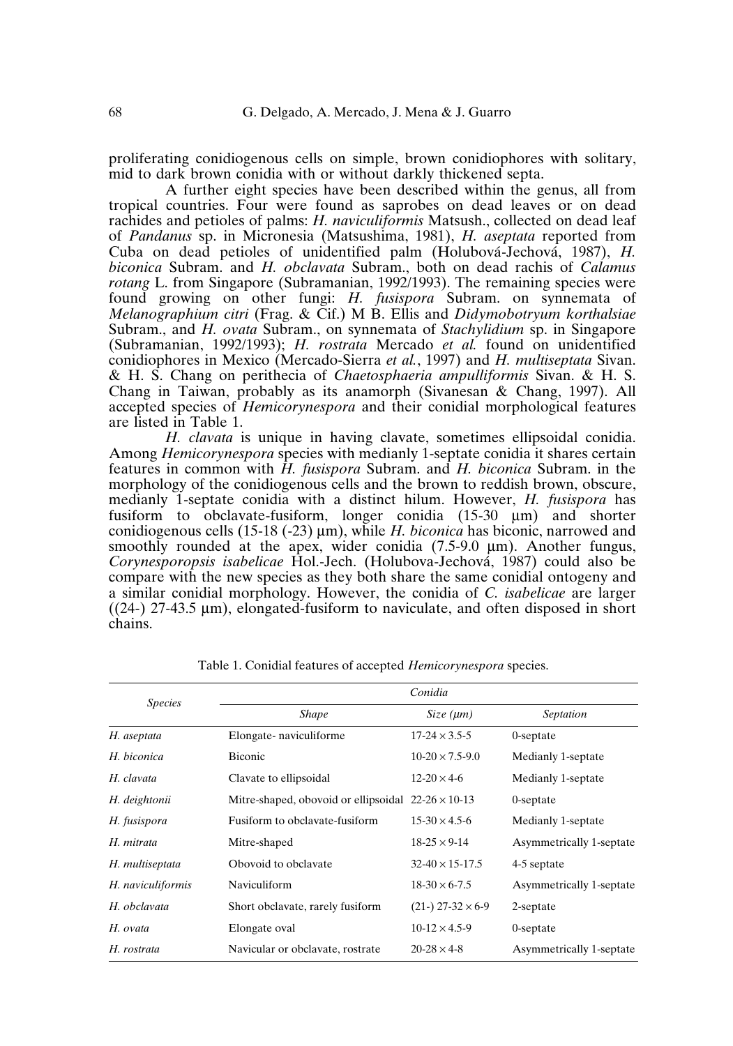proliferating conidiogenous cells on simple, brown conidiophores with solitary, mid to dark brown conidia with or without darkly thickened septa.

A further eight species have been described within the genus, all from tropical countries. Four were found as saprobes on dead leaves or on dead rachides and petioles of palms: *H. naviculiformis* Matsush., collected on dead leaf of *Pandanus* sp. in Micronesia (Matsushima, 1981), *H. aseptata* reported from Cuba on dead petioles of unidentified palm (Holubová-Jechová, 1987), *H. biconica* Subram. and *H. obclavata* Subram., both on dead rachis of *Calamus rotang* L. from Singapore (Subramanian, 1992/1993). The remaining species were found growing on other fungi: *H. fusispora* Subram. on synnemata of *Melanographium citri* (Frag. & Cif.) M B. Ellis and *Didymobotryum korthalsiae* Subram., and *H. ovata* Subram., on synnemata of *Stachylidium* sp. in Singapore (Subramanian, 1992/1993); *H. rostrata* Mercado *et al.* found on unidentified conidiophores in Mexico (Mercado-Sierra *et al.*, 1997) and *H. multiseptata* Sivan. & H. S. Chang on perithecia of *Chaetosphaeria ampulliformis* Sivan. & H. S. Chang in Taiwan, probably as its anamorph (Sivanesan & Chang, 1997). All accepted species of *Hemicorynespora* and their conidial morphological features are listed in Table 1.

*H. clavata* is unique in having clavate, sometimes ellipsoidal conidia. Among *Hemicorynespora* species with medianly 1-septate conidia it shares certain features in common with *H. fusispora* Subram. and *H. biconica* Subram. in the morphology of the conidiogenous cells and the brown to reddish brown, obscure, medianly 1-septate conidia with a distinct hilum. However, *H. fusispora* has fusiform to obclavate-fusiform, longer conidia (15-30 µm) and shorter conidiogenous cells (15-18 (-23) µm), while *H. biconica* has biconic, narrowed and smoothly rounded at the apex, wider conidia (7.5-9.0 µm). Another fungus, *Corynesporopsis isabelicae* Hol.-Jech. (Holubova-Jechová, 1987) could also be compare with the new species as they both share the same conidial ontogeny and a similar conidial morphology. However, the conidia of *C. isabelicae* are larger ((24-) 27-43.5 µm), elongated-fusiform to naviculate, and often disposed in short chains.

Table 1. Conidial features of accepted *Hemicorynespora* species.

| *Species* | *Conidia* | | |
|---|---|---|---|
| | *Shape* | *Size (µm)* | *Septation* |
| *H. aseptata* | Elongate- naviculiforme | 17-24 × 3.5-5 | 0-septate |
| *H. biconica* | Biconic | 10-20 × 7.5-9.0 | Medianly 1-septate |
| *H. clavata* | Clavate to ellipsoidal | 12-20 × 4-6 | Medianly 1-septate |
| *H. deightonii* | Mitre-shaped, obovoid or ellipsoidal | 22-26 × 10-13 | 0-septate |
| *H. fusispora* | Fusiform to obclavate-fusiform | 15-30 × 4.5-6 | Medianly 1-septate |
| *H. mitrata* | Mitre-shaped | 18-25 × 9-14 | Asymmetrically 1-septate |
| *H. multiseptata* | Obovoid to obclavate | 32-40 × 15-17.5 | 4-5 septate |
| *H. naviculiformis* | Naviculiform | 18-30 × 6-7.5 | Asymmetrically 1-septate |
| *H. obclavata* | Short obclavate, rarely fusiform | (21-) 27-32 × 6-9 | 2-septate |
| *H. ovata* | Elongate oval | 10-12 × 4.5-9 | 0-septate |
| *H. rostrata* | Navicular or obclavate, rostrate | 20-28 × 4-8 | Asymmetrically 1-septate |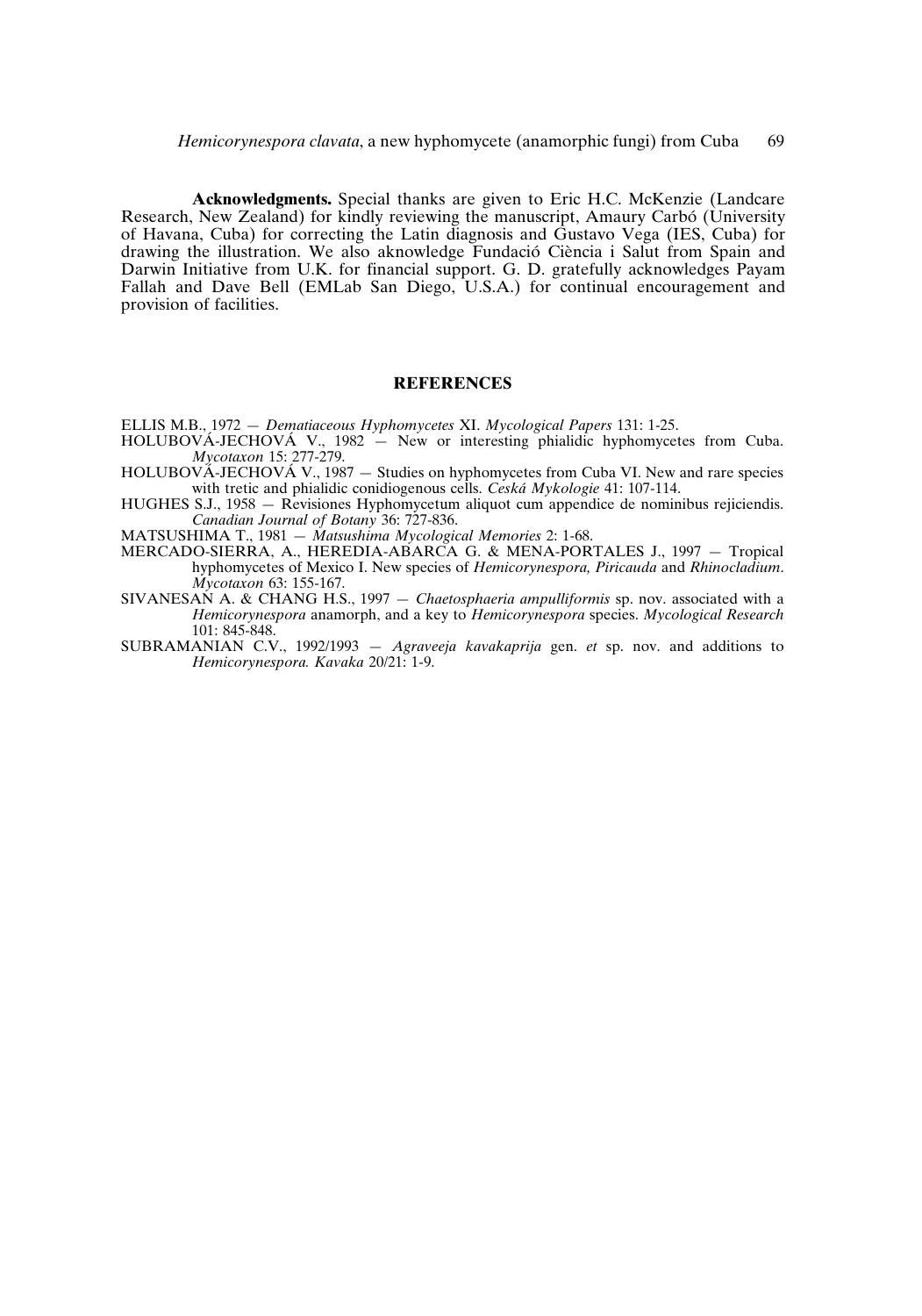**Acknowledgments.** Special thanks are given to Eric H.C. McKenzie (Landcare Research, New Zealand) for kindly reviewing the manuscript, Amaury Carbó (University of Havana, Cuba) for correcting the Latin diagnosis and Gustavo Vega (IES, Cuba) for drawing the illustration. We also aknowledge Fundació Ciència i Salut from Spain and Darwin Initiative from U.K. for financial support. G. D. gratefully acknowledges Payam Fallah and Dave Bell (EMLab San Diego, U.S.A.) for continual encouragement and provision of facilities.

## REFERENCES

ELLIS M.B., 1972 — *Dematiaceous Hyphomycetes* XI. *Mycological Papers* 131: 1-25.

HOLUBOVÁ-JECHOVÁ V., 1982 — New or interesting phialidic hyphomycetes from Cuba. *Mycotaxon* 15: 277-279.

HOLUBOVÁ-JECHOVÁ V., 1987 — Studies on hyphomycetes from Cuba VI. New and rare species with tretic and phialidic conidiogenous cells. *Ceská Mykologie* 41: 107-114.

HUGHES S.J., 1958 — Revisiones Hyphomycetum aliquot cum appendice de nominibus rejiciendis. *Canadian Journal of Botany* 36: 727-836.

MATSUSHIMA T., 1981 — *Matsushima Mycological Memories* 2: 1-68.

MERCADO-SIERRA, A., HEREDIA-ABARCA G. & MENA-PORTALES J., 1997 — Tropical hyphomycetes of Mexico I. New species of *Hemicorynespora, Piricauda* and *Rhinocladium*. *Mycotaxon* 63: 155-167.

SIVANESAN A. & CHANG H.S., 1997 — *Chaetosphaeria ampulliformis* sp. nov. associated with a *Hemicorynespora* anamorph, and a key to *Hemicorynespora* species. *Mycological Research* 101: 845-848.

SUBRAMANIAN C.V., 1992/1993 — *Agraveeja kavakaprija* gen. *et* sp. nov. and additions to *Hemicorynespora. Kavaka* 20/21: 1-9.